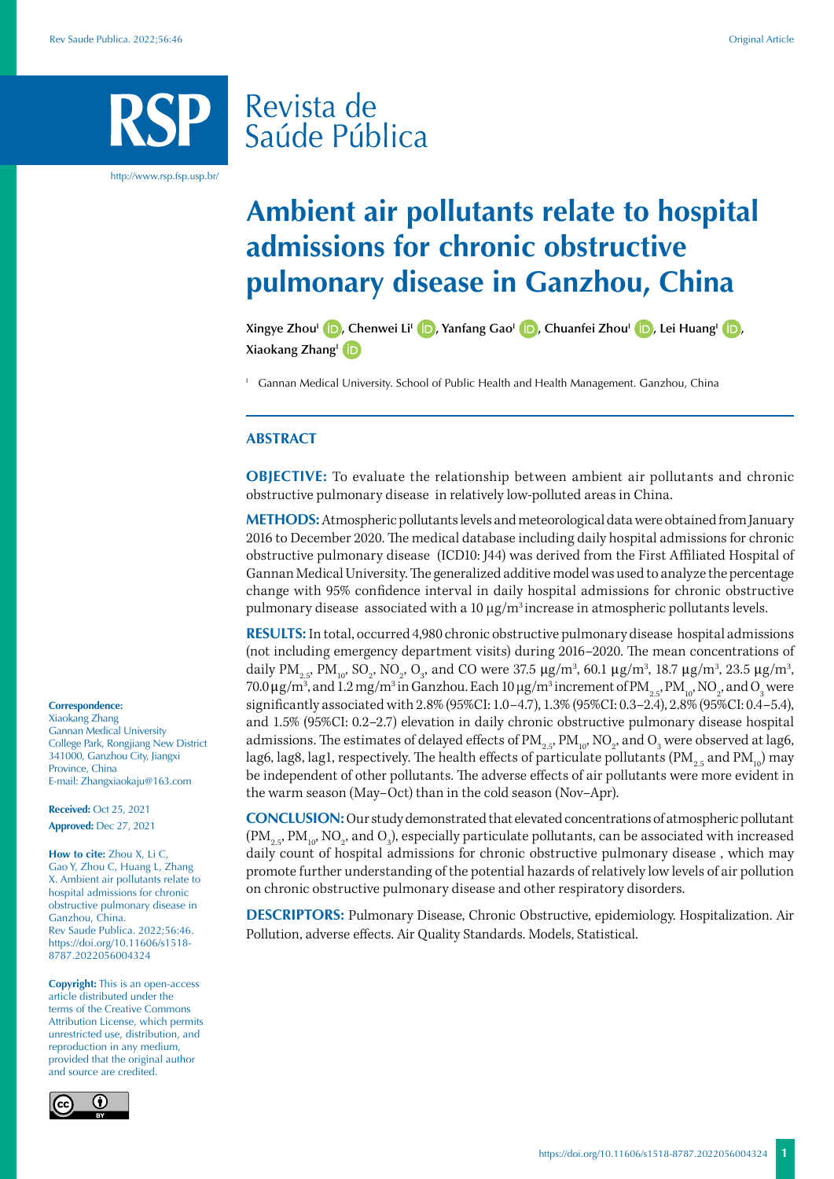# Ambient air pollutants relate to hospital admissions for chronic obstructive pulmonary disease in Ganzhou, China

Xingye Zhou[I], Chenwei Li[I], Yanfang Gao[I], Chuanfei Zhou[I], Lei Huang[I], Xiaokang Zhang[I]

[I] Gannan Medical University. School of Public Health and Health Management. Ganzhou, China

## ABSTRACT

**OBJECTIVE:** To evaluate the relationship between ambient air pollutants and chronic obstructive pulmonary disease in relatively low-polluted areas in China.

**METHODS:** Atmospheric pollutants levels and meteorological data were obtained from January 2016 to December 2020. The medical database including daily hospital admissions for chronic obstructive pulmonary disease (ICD10: J44) was derived from the First Affiliated Hospital of Gannan Medical University. The generalized additive model was used to analyze the percentage change with 95% confidence interval in daily hospital admissions for chronic obstructive pulmonary disease associated with a 10 $\mu g/m^3$ increase in atmospheric pollutants levels.

**RESULTS:** In total, occurred 4,980 chronic obstructive pulmonary disease hospital admissions (not including emergency department visits) during 2016–2020. The mean concentrations of daily $PM_{2.5}$, $PM_{10}$, $SO_2$, $NO_2$, $O_3$, and CO were 37.5 $\mu g/m^3$, 60.1 $\mu g/m^3$, 18.7 $\mu g/m^3$, 23.5 $\mu g/m^3$, 70.0 $\mu g/m^3$, and 1.2 $mg/m^3$ in Ganzhou. Each 10 $\mu g/m^3$ increment of $PM_{2.5}$, $PM_{10}$, $NO_2$, and $O_3$ were significantly associated with 2.8% (95%CI: 1.0–4.7), 1.3% (95%CI: 0.3–2.4), 2.8% (95%CI: 0.4–5.4), and 1.5% (95%CI: 0.2–2.7) elevation in daily chronic obstructive pulmonary disease hospital admissions. The estimates of delayed effects of $PM_{2.5}$, $PM_{10}$, $NO_2$, and $O_3$ were observed at lag6, lag6, lag8, lag1, respectively. The health effects of particulate pollutants ($PM_{2.5}$ and $PM_{10}$) may be independent of other pollutants. The adverse effects of air pollutants were more evident in the warm season (May–Oct) than in the cold season (Nov–Apr).

**CONCLUSION:** Our study demonstrated that elevated concentrations of atmospheric pollutant ($PM_{2.5}$, $PM_{10}$, $NO_2$, and $O_3$), especially particulate pollutants, can be associated with increased daily count of hospital admissions for chronic obstructive pulmonary disease , which may promote further understanding of the potential hazards of relatively low levels of air pollution on chronic obstructive pulmonary disease and other respiratory disorders.

**DESCRIPTORS:** Pulmonary Disease, Chronic Obstructive, epidemiology. Hospitalization. Air Pollution, adverse effects. Air Quality Standards. Models, Statistical.

**Correspondence:**
Xiaokang Zhang
Gannan Medical University
College Park, Rongjiang New District
341000, Ganzhou City, Jiangxi Province, China
E-mail: Zhangxiaokaju@163.com

**Received:** Oct 25, 2021
**Approved:** Dec 27, 2021

**How to cite:** Zhou X, Li C, Gao Y, Zhou C, Huang L, Zhang X. Ambient air pollutants relate to hospital admissions for chronic obstructive pulmonary disease in Ganzhou, China. Rev Saude Publica. 2022;56:46. https://doi.org/10.11606/s1518-8787.2022056004324

**Copyright:** This is an open-access article distributed under the terms of the Creative Commons Attribution License, which permits unrestricted use, distribution, and reproduction in any medium, provided that the original author and source are credited.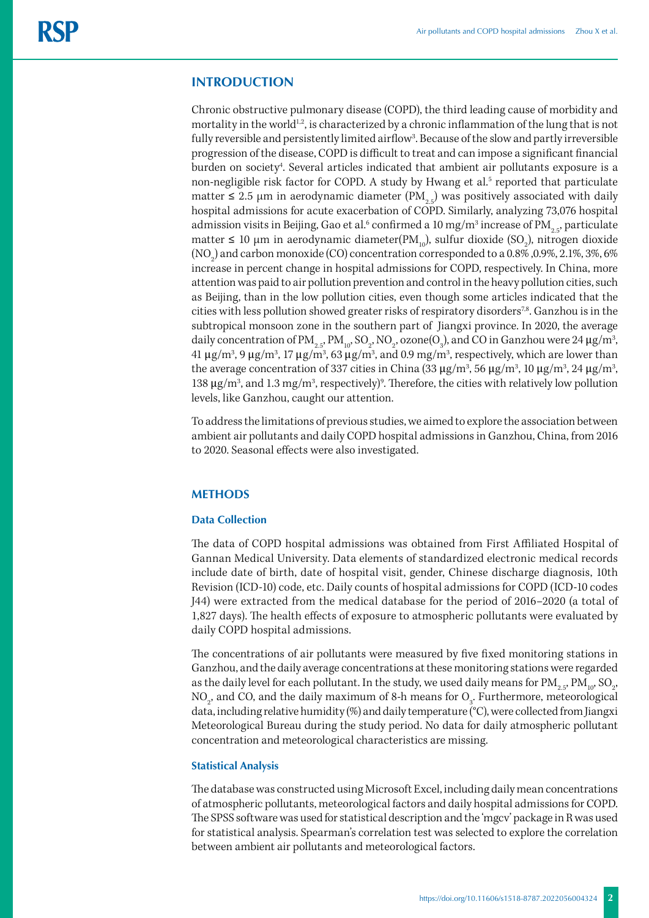## INTRODUCTION

Chronic obstructive pulmonary disease (COPD), the third leading cause of morbidity and mortality in the world[1,2], is characterized by a chronic inflammation of the lung that is not fully reversible and persistently limited airflow[3]. Because of the slow and partly irreversible progression of the disease, COPD is difficult to treat and can impose a significant financial burden on society[4]. Several articles indicated that ambient air pollutants exposure is a non-negligible risk factor for COPD. A study by Hwang et al.[5] reported that particulate matter ≤ 2.5 μm in aerodynamic diameter ($PM_{2.5}$) was positively associated with daily hospital admissions for acute exacerbation of COPD. Similarly, analyzing 73,076 hospital admission visits in Beijing, Gao et al.[6] confirmed a 10 mg/m$^3$ increase of $PM_{2.5}$, particulate matter ≤ 10 μm in aerodynamic diameter($PM_{10}$), sulfur dioxide ($SO_2$), nitrogen dioxide ($NO_2$) and carbon monoxide (CO) concentration corresponded to a 0.8% ,0.9%, 2.1%, 3%, 6% increase in percent change in hospital admissions for COPD, respectively. In China, more attention was paid to air pollution prevention and control in the heavy pollution cities, such as Beijing, than in the low pollution cities, even though some articles indicated that the cities with less pollution showed greater risks of respiratory disorders[7,8]. Ganzhou is in the subtropical monsoon zone in the southern part of Jiangxi province. In 2020, the average daily concentration of $PM_{2.5}$, $PM_{10}$, $SO_2$, $NO_2$, ozone($O_3$), and CO in Ganzhou were 24 μg/m$^3$, 41 μg/m$^3$, 9 μg/m$^3$, 17 μg/m$^3$, 63 μg/m$^3$, and 0.9 mg/m$^3$, respectively, which are lower than the average concentration of 337 cities in China (33 μg/m$^3$, 56 μg/m$^3$, 10 μg/m$^3$, 24 μg/m$^3$, 138 μg/m$^3$, and 1.3 mg/m$^3$, respectively)[9]. Therefore, the cities with relatively low pollution levels, like Ganzhou, caught our attention.

To address the limitations of previous studies, we aimed to explore the association between ambient air pollutants and daily COPD hospital admissions in Ganzhou, China, from 2016 to 2020. Seasonal effects were also investigated.

## METHODS

### Data Collection

The data of COPD hospital admissions was obtained from First Affiliated Hospital of Gannan Medical University. Data elements of standardized electronic medical records include date of birth, date of hospital visit, gender, Chinese discharge diagnosis, 10th Revision (ICD-10) code, etc. Daily counts of hospital admissions for COPD (ICD-10 codes J44) were extracted from the medical database for the period of 2016–2020 (a total of 1,827 days). The health effects of exposure to atmospheric pollutants were evaluated by daily COPD hospital admissions.

The concentrations of air pollutants were measured by five fixed monitoring stations in Ganzhou, and the daily average concentrations at these monitoring stations were regarded as the daily level for each pollutant. In the study, we used daily means for $PM_{2.5}$, $PM_{10}$, $SO_2$, $NO_2$, and CO, and the daily maximum of 8-h means for $O_3$. Furthermore, meteorological data, including relative humidity (%) and daily temperature (°C), were collected from Jiangxi Meteorological Bureau during the study period. No data for daily atmospheric pollutant concentration and meteorological characteristics are missing.

### Statistical Analysis

The database was constructed using Microsoft Excel, including daily mean concentrations of atmospheric pollutants, meteorological factors and daily hospital admissions for COPD. The SPSS software was used for statistical description and the 'mgcv' package in R was used for statistical analysis. Spearman's correlation test was selected to explore the correlation between ambient air pollutants and meteorological factors.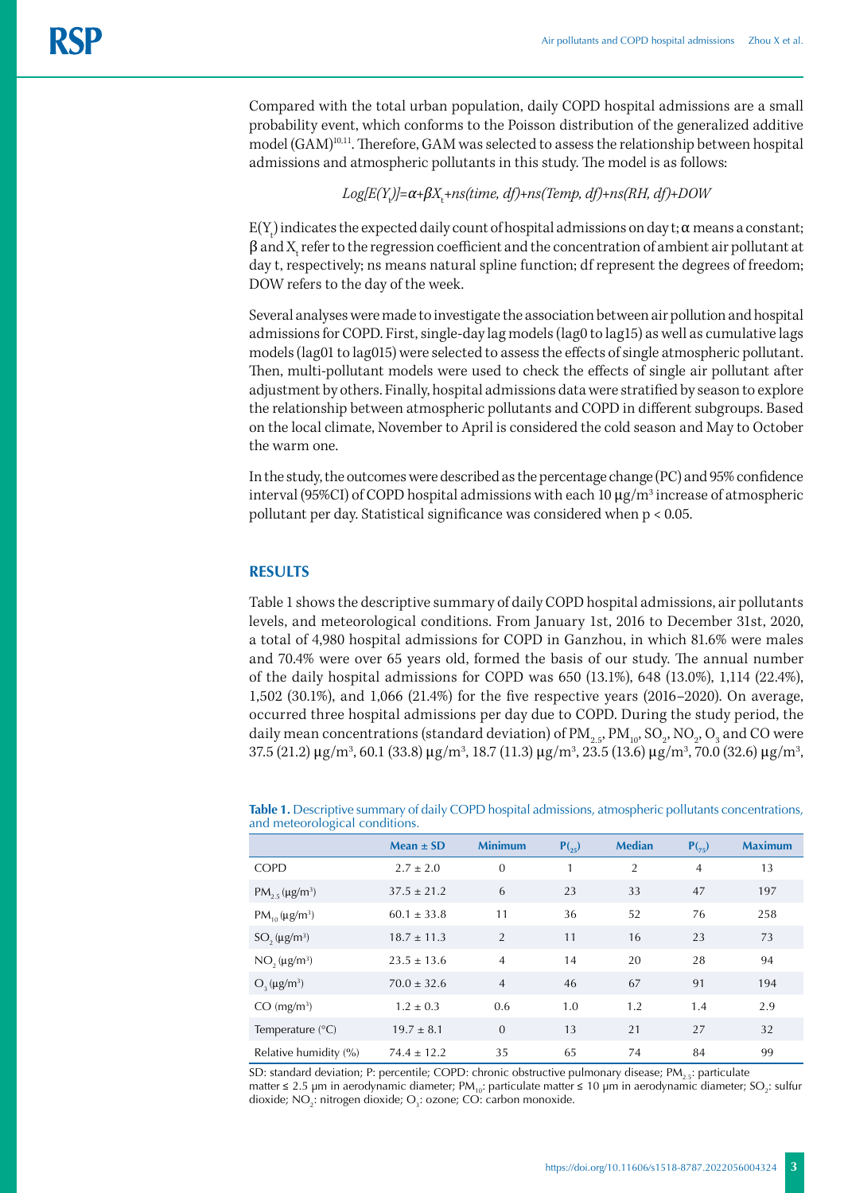Compared with the total urban population, daily COPD hospital admissions are a small probability event, which conforms to the Poisson distribution of the generalized additive model (GAM)[10,11]. Therefore, GAM was selected to assess the relationship between hospital admissions and atmospheric pollutants in this study. The model is as follows:

$$Log[E(Y_t)]=\alpha+\beta X_t+ns(time, df)+ns(Temp, df)+ns(RH, df)+DOW$$

$E(Y_t)$ indicates the expected daily count of hospital admissions on day t; $\alpha$ means a constant; $\beta$ and $X_t$ refer to the regression coefficient and the concentration of ambient air pollutant at day t, respectively; ns means natural spline function; df represent the degrees of freedom; DOW refers to the day of the week.

Several analyses were made to investigate the association between air pollution and hospital admissions for COPD. First, single-day lag models (lag0 to lag15) as well as cumulative lags models (lag01 to lag015) were selected to assess the effects of single atmospheric pollutant. Then, multi-pollutant models were used to check the effects of single air pollutant after adjustment by others. Finally, hospital admissions data were stratified by season to explore the relationship between atmospheric pollutants and COPD in different subgroups. Based on the local climate, November to April is considered the cold season and May to October the warm one.

In the study, the outcomes were described as the percentage change (PC) and 95% confidence interval (95%CI) of COPD hospital admissions with each 10 $\mu g/m^3$ increase of atmospheric pollutant per day. Statistical significance was considered when $p < 0.05$.

## RESULTS

Table 1 shows the descriptive summary of daily COPD hospital admissions, air pollutants levels, and meteorological conditions. From January 1st, 2016 to December 31st, 2020, a total of 4,980 hospital admissions for COPD in Ganzhou, in which 81.6% were males and 70.4% were over 65 years old, formed the basis of our study. The annual number of the daily hospital admissions for COPD was 650 (13.1%), 648 (13.0%), 1,114 (22.4%), 1,502 (30.1%), and 1,066 (21.4%) for the five respective years (2016–2020). On average, occurred three hospital admissions per day due to COPD. During the study period, the daily mean concentrations (standard deviation) of $PM_{2.5}$, $PM_{10}$, $SO_2$, $NO_2$, $O_3$ and CO were 37.5 (21.2) $\mu g/m^3$, 60.1 (33.8) $\mu g/m^3$, 18.7 (11.3) $\mu g/m^3$, 23.5 (13.6) $\mu g/m^3$, 70.0 (32.6) $\mu g/m^3$,

**Table 1.** Descriptive summary of daily COPD hospital admissions, atmospheric pollutants concentrations, and meteorological conditions.

| | Mean ± SD | Minimum | $P_{(25)}$ | Median | $P_{(75)}$ | Maximum |
|---|---|---|---|---|---|---|
| COPD | 2.7 ± 2.0 | 0 | 1 | 2 | 4 | 13 |
| $PM_{2.5}$ ($\mu g/m^3$) | 37.5 ± 21.2 | 6 | 23 | 33 | 47 | 197 |
| $PM_{10}$ ($\mu g/m^3$) | 60.1 ± 33.8 | 11 | 36 | 52 | 76 | 258 |
| $SO_2$ ($\mu g/m^3$) | 18.7 ± 11.3 | 2 | 11 | 16 | 23 | 73 |
| $NO_2$ ($\mu g/m^3$) | 23.5 ± 13.6 | 4 | 14 | 20 | 28 | 94 |
| $O_3$ ($\mu g/m^3$) | 70.0 ± 32.6 | 4 | 46 | 67 | 91 | 194 |
| CO ($mg/m^3$) | 1.2 ± 0.3 | 0.6 | 1.0 | 1.2 | 1.4 | 2.9 |
| Temperature (°C) | 19.7 ± 8.1 | 0 | 13 | 21 | 27 | 32 |
| Relative humidity (%) | 74.4 ± 12.2 | 35 | 65 | 74 | 84 | 99 |

SD: standard deviation; P: percentile; COPD: chronic obstructive pulmonary disease; $PM_{2.5}$: particulate matter ≤ 2.5 μm in aerodynamic diameter; $PM_{10}$: particulate matter ≤ 10 μm in aerodynamic diameter; $SO_2$: sulfur dioxide; $NO_2$: nitrogen dioxide; $O_3$: ozone; CO: carbon monoxide.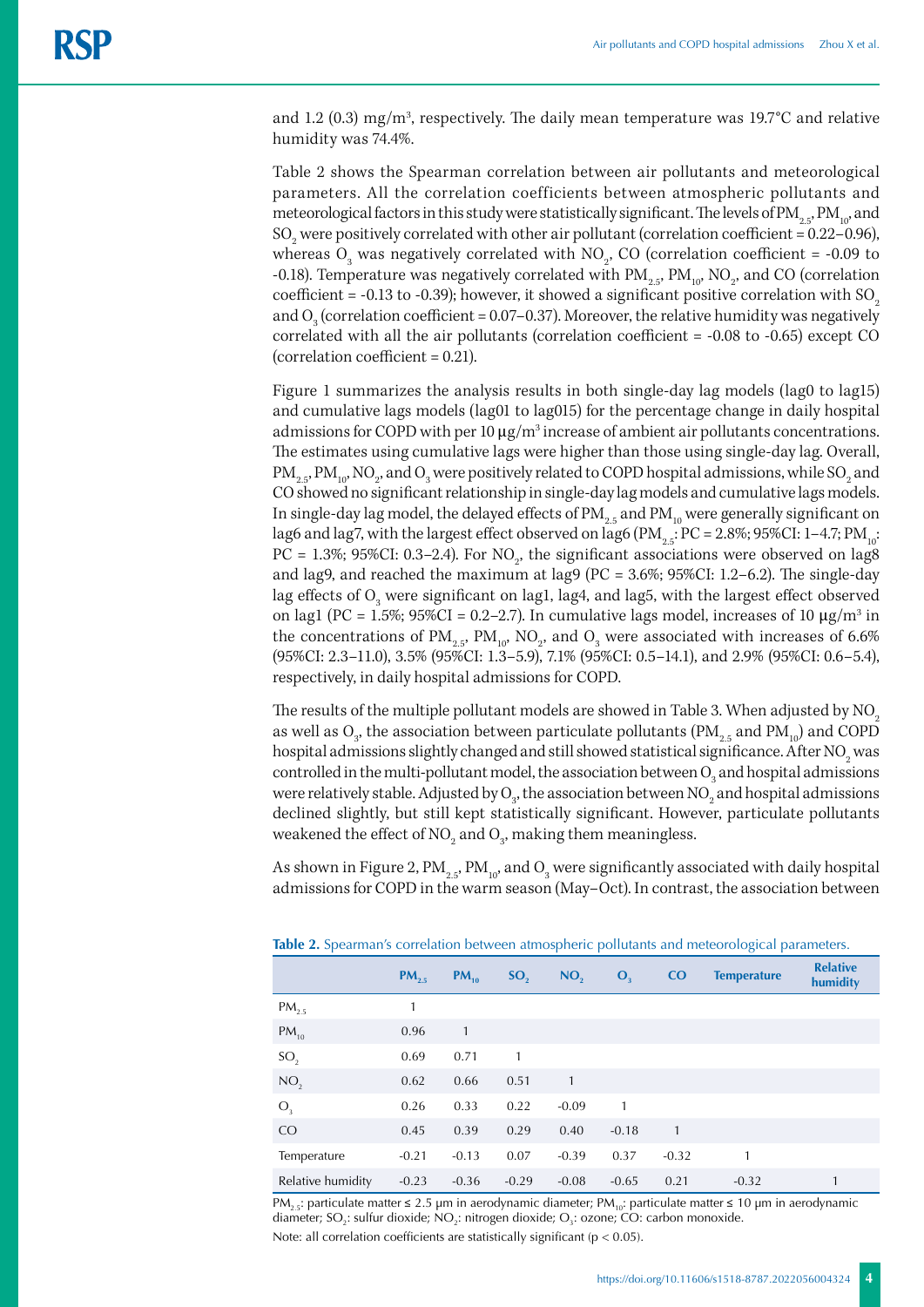and 1.2 (0.3) mg/m$^3$, respectively. The daily mean temperature was 19.7°C and relative humidity was 74.4%.

Table 2 shows the Spearman correlation between air pollutants and meteorological parameters. All the correlation coefficients between atmospheric pollutants and meteorological factors in this study were statistically significant. The levels of $PM_{2.5}$, $PM_{10}$, and $SO_2$ were positively correlated with other air pollutant (correlation coefficient = 0.22–0.96), whereas $O_3$ was negatively correlated with $NO_2$, CO (correlation coefficient = -0.09 to -0.18). Temperature was negatively correlated with $PM_{2.5}$, $PM_{10}$, $NO_2$, and CO (correlation coefficient = -0.13 to -0.39); however, it showed a significant positive correlation with $SO_2$ and $O_3$ (correlation coefficient = 0.07–0.37). Moreover, the relative humidity was negatively correlated with all the air pollutants (correlation coefficient = -0.08 to -0.65) except CO (correlation coefficient = 0.21).

Figure 1 summarizes the analysis results in both single-day lag models (lag0 to lag15) and cumulative lags models (lag01 to lag015) for the percentage change in daily hospital admissions for COPD with per 10 μg/m$^3$ increase of ambient air pollutants concentrations. The estimates using cumulative lags were higher than those using single-day lag. Overall, $PM_{2.5}$, $PM_{10}$, $NO_2$, and $O_3$ were positively related to COPD hospital admissions, while $SO_2$ and CO showed no significant relationship in single-day lag models and cumulative lags models. In single-day lag model, the delayed effects of $PM_{2.5}$ and $PM_{10}$ were generally significant on lag6 and lag7, with the largest effect observed on lag6 ($PM_{2.5}$: PC = 2.8%; 95%CI: 1–4.7; $PM_{10}$: PC = 1.3%; 95%CI: 0.3–2.4). For $NO_2$, the significant associations were observed on lag8 and lag9, and reached the maximum at lag9 (PC = 3.6%; 95%CI: 1.2–6.2). The single-day lag effects of $O_3$ were significant on lag1, lag4, and lag5, with the largest effect observed on lag1 (PC = 1.5%; 95%CI = 0.2–2.7). In cumulative lags model, increases of 10 μg/m$^3$ in the concentrations of $PM_{2.5}$, $PM_{10}$, $NO_2$, and $O_3$ were associated with increases of 6.6% (95%CI: 2.3–11.0), 3.5% (95%CI: 1.3–5.9), 7.1% (95%CI: 0.5–14.1), and 2.9% (95%CI: 0.6–5.4), respectively, in daily hospital admissions for COPD.

The results of the multiple pollutant models are showed in Table 3. When adjusted by $NO_2$ as well as $O_3$, the association between particulate pollutants ($PM_{2.5}$ and $PM_{10}$) and COPD hospital admissions slightly changed and still showed statistical significance. After $NO_2$ was controlled in the multi-pollutant model, the association between $O_3$ and hospital admissions were relatively stable. Adjusted by $O_3$, the association between $NO_2$ and hospital admissions declined slightly, but still kept statistically significant. However, particulate pollutants weakened the effect of $NO_2$ and $O_3$, making them meaningless.

As shown in Figure 2, $PM_{2.5}$, $PM_{10}$, and $O_3$ were significantly associated with daily hospital admissions for COPD in the warm season (May–Oct). In contrast, the association between

**Table 2.** Spearman's correlation between atmospheric pollutants and meteorological parameters.

| | $PM_{2.5}$ | $PM_{10}$ | $SO_2$ | $NO_2$ | $O_3$ | CO | Temperature | Relative humidity |
|---|---|---|---|---|---|---|---|---|
| $PM_{2.5}$ | 1 | | | | | | | |
| $PM_{10}$ | 0.96 | 1 | | | | | | |
| $SO_2$ | 0.69 | 0.71 | 1 | | | | | |
| $NO_2$ | 0.62 | 0.66 | 0.51 | 1 | | | | |
| $O_3$ | 0.26 | 0.33 | 0.22 | -0.09 | 1 | | | |
| CO | 0.45 | 0.39 | 0.29 | 0.40 | -0.18 | 1 | | |
| Temperature | -0.21 | -0.13 | 0.07 | -0.39 | 0.37 | -0.32 | 1 | |
| Relative humidity | -0.23 | -0.36 | -0.29 | -0.08 | -0.65 | 0.21 | -0.32 | 1 |

$PM_{2.5}$: particulate matter ≤ 2.5 μm in aerodynamic diameter; $PM_{10}$: particulate matter ≤ 10 μm in aerodynamic diameter; $SO_2$: sulfur dioxide; $NO_2$: nitrogen dioxide; $O_3$: ozone; CO: carbon monoxide.

Note: all correlation coefficients are statistically significant ($p < 0.05$).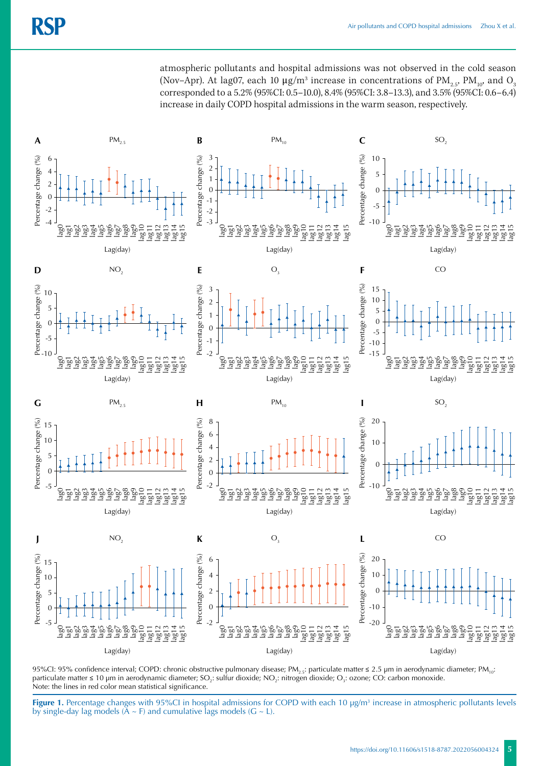atmospheric pollutants and hospital admissions was not observed in the cold season (Nov–Apr). At lag07, each 10 μg/m³ increase in concentrations of $PM_{2.5}$, $PM_{10}$, and $O_3$ corresponded to a 5.2% (95%CI: 0.5–10.0), 8.4% (95%CI: 3.8–13.3), and 3.5% (95%CI: 0.6–6.4) increase in daily COPD hospital admissions in the warm season, respectively.

95%CI: 95% confidence interval; COPD: chronic obstructive pulmonary disease; $PM_{2.5}$: particulate matter ≤ 2.5 μm in aerodynamic diameter; $PM_{10}$: particulate matter ≤ 10 μm in aerodynamic diameter; $SO_2$: sulfur dioxide; $NO_2$: nitrogen dioxide; $O_3$: ozone; CO: carbon monoxide.
Note: the lines in red color mean statistical significance.

**Figure 1.** Percentage changes with 95%CI in hospital admissions for COPD with each 10 μg/m³ increase in atmospheric pollutants levels by single-day lag models (A ~ F) and cumulative lags models (G ~ L).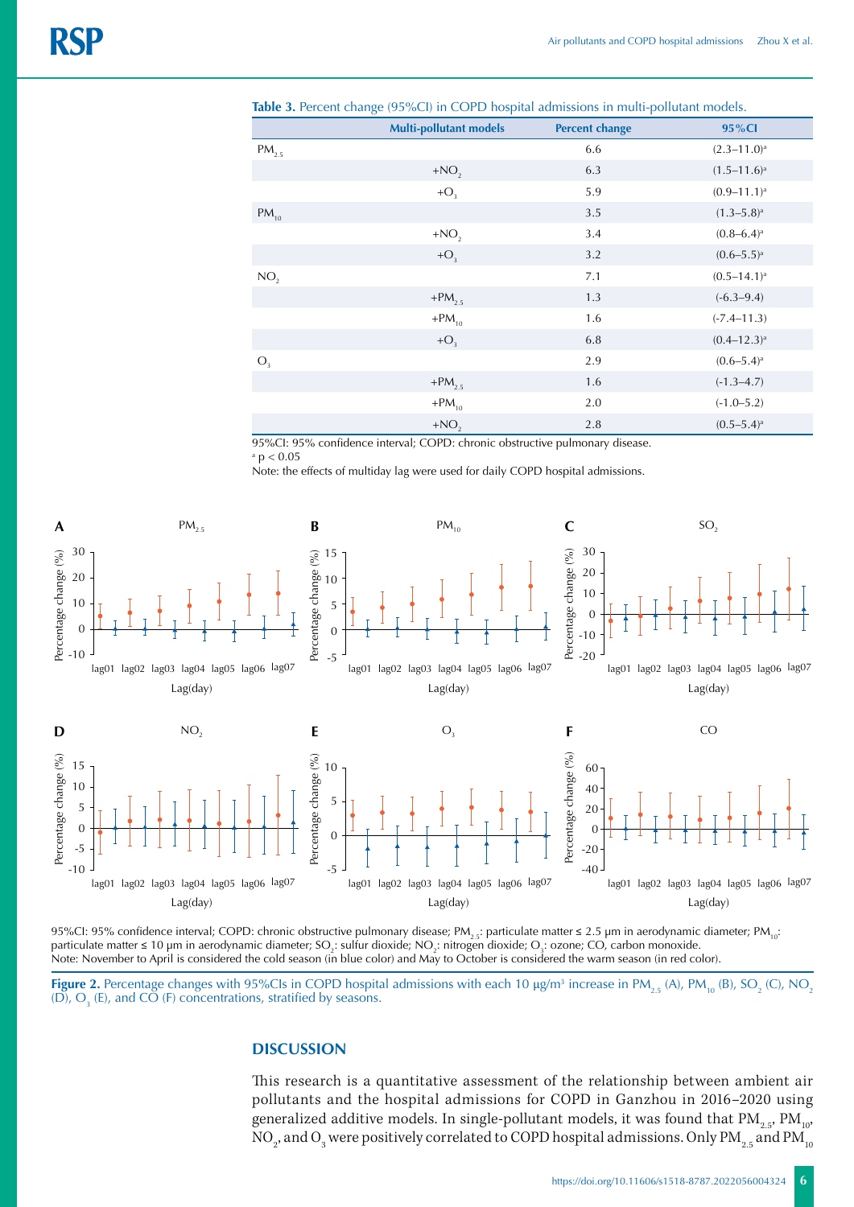**Table 3.** Percent change (95%CI) in COPD hospital admissions in multi-pollutant models.

| | Multi-pollutant models | Percent change | 95%CI |
|---|---|---|---|
| $PM_{2.5}$ | | 6.6 | (2.3–11.0)[a] |
| | $+NO_2$ | 6.3 | (1.5–11.6)[a] |
| | $+O_3$ | 5.9 | (0.9–11.1)[a] |
| $PM_{10}$ | | 3.5 | (1.3–5.8)[a] |
| | $+NO_2$ | 3.4 | (0.8–6.4)[a] |
| | $+O_3$ | 3.2 | (0.6–5.5)[a] |
| $NO_2$ | | 7.1 | (0.5–14.1)[a] |
| | $+PM_{2.5}$ | 1.3 | (-6.3–9.4) |
| | $+PM_{10}$ | 1.6 | (-7.4–11.3) |
| | $+O_3$ | 6.8 | (0.4–12.3)[a] |
| $O_3$ | | 2.9 | (0.6–5.4)[a] |
| | $+PM_{2.5}$ | 1.6 | (-1.3–4.7) |
| | $+PM_{10}$ | 2.0 | (-1.0–5.2) |
| | $+NO_2$ | 2.8 | (0.5–5.4)[a] |

95%CI: 95% confidence interval; COPD: chronic obstructive pulmonary disease.

[a] $p < 0.05$

Note: the effects of multiday lag were used for daily COPD hospital admissions.

95%CI: 95% confidence interval; COPD: chronic obstructive pulmonary disease; $PM_{2.5}$: particulate matter ≤ 2.5 µm in aerodynamic diameter; $PM_{10}$: particulate matter ≤ 10 µm in aerodynamic diameter; $SO_2$: sulfur dioxide; $NO_2$: nitrogen dioxide; $O_3$: ozone; CO, carbon monoxide.
Note: November to April is considered the cold season (in blue color) and May to October is considered the warm season (in red color).

**Figure 2.** Percentage changes with 95%CIs in COPD hospital admissions with each 10 µg/m³ increase in $PM_{2.5}$ (A), $PM_{10}$ (B), $SO_2$ (C), $NO_2$ (D), $O_3$ (E), and CO (F) concentrations, stratified by seasons.

## DISCUSSION

This research is a quantitative assessment of the relationship between ambient air pollutants and the hospital admissions for COPD in Ganzhou in 2016–2020 using generalized additive models. In single-pollutant models, it was found that $PM_{2.5}$, $PM_{10}$, $NO_2$, and $O_3$ were positively correlated to COPD hospital admissions. Only $PM_{2.5}$ and $PM_{10}$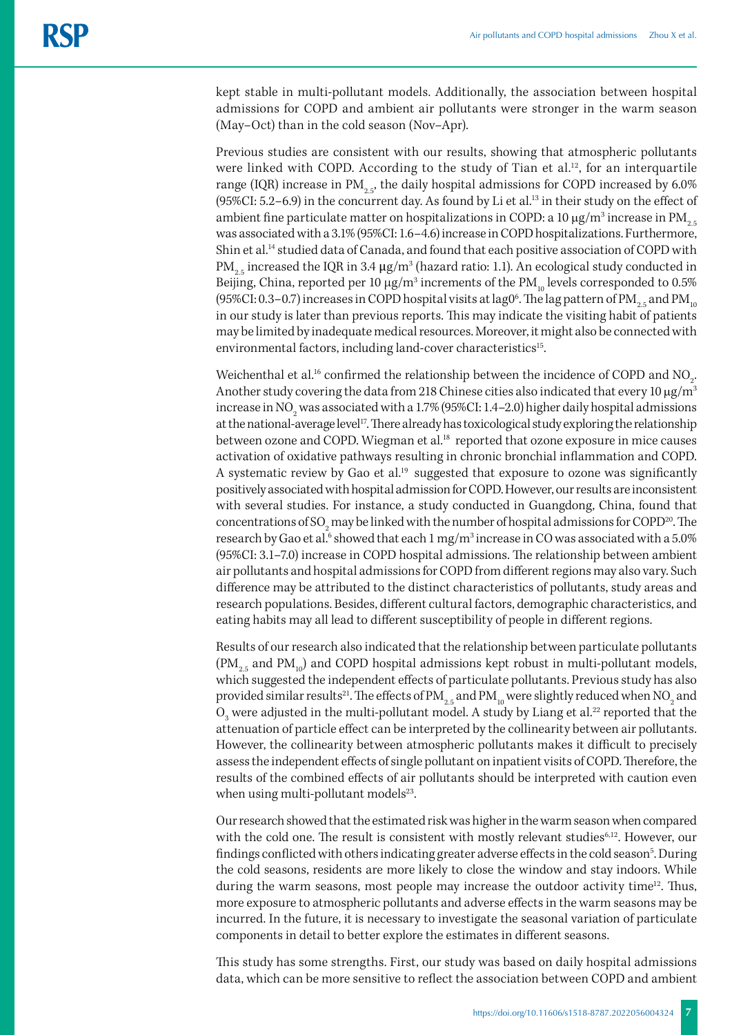kept stable in multi-pollutant models. Additionally, the association between hospital admissions for COPD and ambient air pollutants were stronger in the warm season (May–Oct) than in the cold season (Nov–Apr).

Previous studies are consistent with our results, showing that atmospheric pollutants were linked with COPD. According to the study of Tian et al.[12], for an interquartile range (IQR) increase in $PM_{2.5}$, the daily hospital admissions for COPD increased by 6.0% (95%CI: 5.2–6.9) in the concurrent day. As found by Li et al.[13] in their study on the effect of ambient fine particulate matter on hospitalizations in COPD: a 10 μg/m$^3$ increase in $PM_{2.5}$ was associated with a 3.1% (95%CI: 1.6–4.6) increase in COPD hospitalizations. Furthermore, Shin et al.[14] studied data of Canada, and found that each positive association of COPD with $PM_{2.5}$ increased the IQR in 3.4 μg/m$^3$ (hazard ratio: 1.1). An ecological study conducted in Beijing, China, reported per 10 μg/m$^3$ increments of the $PM_{10}$ levels corresponded to 0.5% (95%CI: 0.3–0.7) increases in COPD hospital visits at lag0[6]. The lag pattern of $PM_{2.5}$ and $PM_{10}$ in our study is later than previous reports. This may indicate the visiting habit of patients may be limited by inadequate medical resources. Moreover, it might also be connected with environmental factors, including land-cover characteristics[15].

Weichenthal et al.[16] confirmed the relationship between the incidence of COPD and $NO_2$. Another study covering the data from 218 Chinese cities also indicated that every 10 μg/m$^3$ increase in $NO_2$ was associated with a 1.7% (95%CI: 1.4–2.0) higher daily hospital admissions at the national-average level[17]. There already has toxicological study exploring the relationship between ozone and COPD. Wiegman et al.[18] reported that ozone exposure in mice causes activation of oxidative pathways resulting in chronic bronchial inflammation and COPD. A systematic review by Gao et al.[19] suggested that exposure to ozone was significantly positively associated with hospital admission for COPD. However, our results are inconsistent with several studies. For instance, a study conducted in Guangdong, China, found that concentrations of $SO_2$ may be linked with the number of hospital admissions for COPD[20]. The research by Gao et al.[6] showed that each 1 mg/m$^3$ increase in CO was associated with a 5.0% (95%CI: 3.1–7.0) increase in COPD hospital admissions. The relationship between ambient air pollutants and hospital admissions for COPD from different regions may also vary. Such difference may be attributed to the distinct characteristics of pollutants, study areas and research populations. Besides, different cultural factors, demographic characteristics, and eating habits may all lead to different susceptibility of people in different regions.

Results of our research also indicated that the relationship between particulate pollutants ($PM_{2.5}$ and $PM_{10}$) and COPD hospital admissions kept robust in multi-pollutant models, which suggested the independent effects of particulate pollutants. Previous study has also provided similar results[21]. The effects of $PM_{2.5}$ and $PM_{10}$ were slightly reduced when $NO_2$ and $O_3$ were adjusted in the multi-pollutant model. A study by Liang et al.[22] reported that the attenuation of particle effect can be interpreted by the collinearity between air pollutants. However, the collinearity between atmospheric pollutants makes it difficult to precisely assess the independent effects of single pollutant on inpatient visits of COPD. Therefore, the results of the combined effects of air pollutants should be interpreted with caution even when using multi-pollutant models[23].

Our research showed that the estimated risk was higher in the warm season when compared with the cold one. The result is consistent with mostly relevant studies[6,12]. However, our findings conflicted with others indicating greater adverse effects in the cold season[5]. During the cold seasons, residents are more likely to close the window and stay indoors. While during the warm seasons, most people may increase the outdoor activity time[12]. Thus, more exposure to atmospheric pollutants and adverse effects in the warm seasons may be incurred. In the future, it is necessary to investigate the seasonal variation of particulate components in detail to better explore the estimates in different seasons.

This study has some strengths. First, our study was based on daily hospital admissions data, which can be more sensitive to reflect the association between COPD and ambient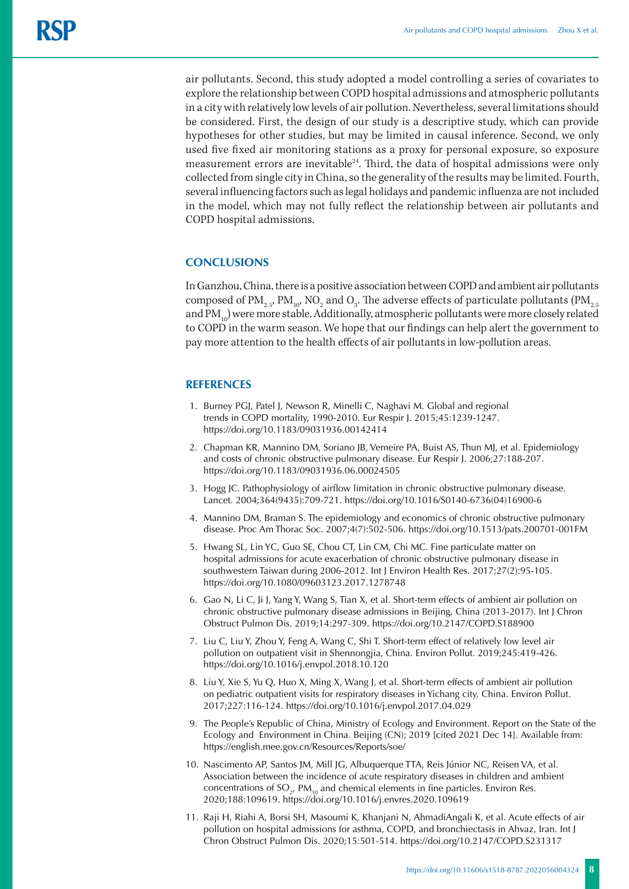air pollutants. Second, this study adopted a model controlling a series of covariates to explore the relationship between COPD hospital admissions and atmospheric pollutants in a city with relatively low levels of air pollution. Nevertheless, several limitations should be considered. First, the design of our study is a descriptive study, which can provide hypotheses for other studies, but may be limited in causal inference. Second, we only used five fixed air monitoring stations as a proxy for personal exposure, so exposure measurement errors are inevitable[24]. Third, the data of hospital admissions were only collected from single city in China, so the generality of the results may be limited. Fourth, several influencing factors such as legal holidays and pandemic influenza are not included in the model, which may not fully reflect the relationship between air pollutants and COPD hospital admissions.

## CONCLUSIONS

In Ganzhou, China, there is a positive association between COPD and ambient air pollutants composed of $PM_{2.5}$, $PM_{10}$, $NO_2$ and $O_3$. The adverse effects of particulate pollutants ($PM_{2.5}$ and $PM_{10}$) were more stable. Additionally, atmospheric pollutants were more closely related to COPD in the warm season. We hope that our findings can help alert the government to pay more attention to the health effects of air pollutants in low-pollution areas.

## REFERENCES

1. Burney PGJ, Patel J, Newson R, Minelli C, Naghavi M. Global and regional trends in COPD mortality, 1990-2010. Eur Respir J. 2015;45:1239-1247. https://doi.org/10.1183/09031936.00142414
2. Chapman KR, Mannino DM, Soriano JB, Vemeire PA, Buist AS, Thun MJ, et al. Epidemiology and costs of chronic obstructive pulmonary disease. Eur Respir J. 2006;27:188-207. https://doi.org/10.1183/09031936.06.00024505
3. Hogg JC. Pathophysiology of airflow limitation in chronic obstructive pulmonary disease. Lancet. 2004;364(9435):709-721. https://doi.org/10.1016/S0140-6736(04)16900-6
4. Mannino DM, Braman S. The epidemiology and economics of chronic obstructive pulmonary disease. Proc Am Thorac Soc. 2007;4(7):502-506. https://doi.org/10.1513/pats.200701-001FM
5. Hwang SL, Lin YC, Guo SE, Chou CT, Lin CM, Chi MC. Fine particulate matter on hospital admissions for acute exacerbation of chronic obstructive pulmonary disease in southwestern Taiwan during 2006-2012. Int J Environ Health Res. 2017;27(2):95-105. https://doi.org/10.1080/09603123.2017.1278748
6. Gao N, Li C, Ji J, Yang Y, Wang S, Tian X, et al. Short-term effects of ambient air pollution on chronic obstructive pulmonary disease admissions in Beijing, China (2013-2017). Int J Chron Obstruct Pulmon Dis. 2019;14:297-309. https://doi.org/10.2147/COPD.S188900
7. Liu C, Liu Y, Zhou Y, Feng A, Wang C, Shi T. Short-term effect of relatively low level air pollution on outpatient visit in Shennongjia, China. Environ Pollut. 2019;245:419-426. https://doi.org/10.1016/j.envpol.2018.10.120
8. Liu Y, Xie S, Yu Q, Huo X, Ming X, Wang J, et al. Short-term effects of ambient air pollution on pediatric outpatient visits for respiratory diseases in Yichang city, China. Environ Pollut. 2017;227:116-124. https://doi.org/10.1016/j.envpol.2017.04.029
9. The People's Republic of China, Ministry of Ecology and Environment. Report on the State of the Ecology and Environment in China. Beijing (CN); 2019 [cited 2021 Dec 14]. Available from: https://english.mee.gov.cn/Resources/Reports/soe/
10. Nascimento AP, Santos JM, Mill JG, Albuquerque TTA, Reis Júnior NC, Reisen VA, et al. Association between the incidence of acute respiratory diseases in children and ambient concentrations of $SO_2$, $PM_{10}$ and chemical elements in fine particles. Environ Res. 2020;188:109619. https://doi.org/10.1016/j.envres.2020.109619
11. Raji H, Riahi A, Borsi SH, Masoumi K, Khanjani N, AhmadiAngali K, et al. Acute effects of air pollution on hospital admissions for asthma, COPD, and bronchiectasis in Ahvaz, Iran. Int J Chron Obstruct Pulmon Dis. 2020;15:501-514. https://doi.org/10.2147/COPD.S231317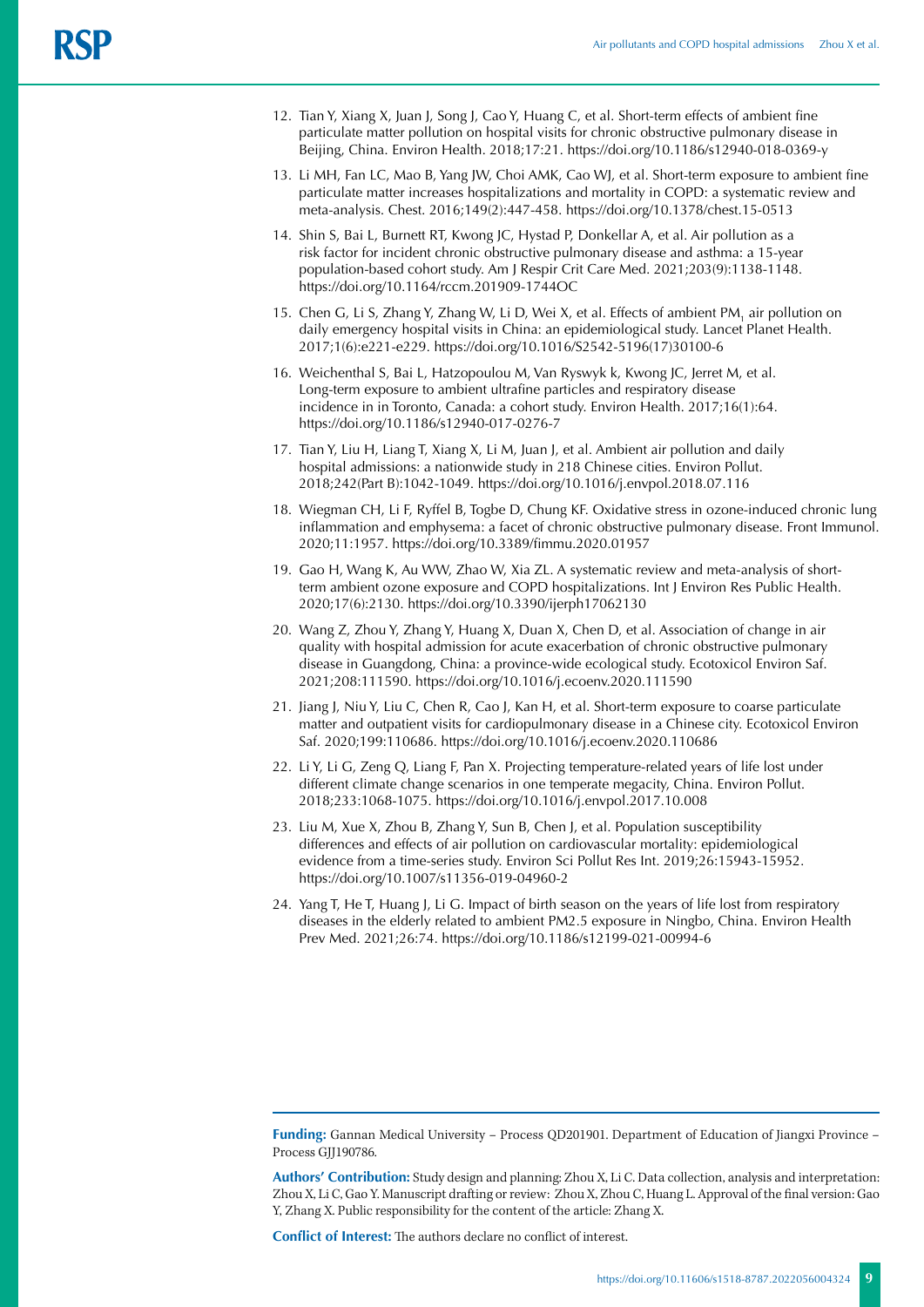12. Tian Y, Xiang X, Juan J, Song J, Cao Y, Huang C, et al. Short-term effects of ambient fine particulate matter pollution on hospital visits for chronic obstructive pulmonary disease in Beijing, China. Environ Health. 2018;17:21. https://doi.org/10.1186/s12940-018-0369-y

13. Li MH, Fan LC, Mao B, Yang JW, Choi AMK, Cao WJ, et al. Short-term exposure to ambient fine particulate matter increases hospitalizations and mortality in COPD: a systematic review and meta-analysis. Chest. 2016;149(2):447-458. https://doi.org/10.1378/chest.15-0513

14. Shin S, Bai L, Burnett RT, Kwong JC, Hystad P, Donkellar A, et al. Air pollution as a risk factor for incident chronic obstructive pulmonary disease and asthma: a 15-year population-based cohort study. Am J Respir Crit Care Med. 2021;203(9):1138-1148. https://doi.org/10.1164/rccm.201909-1744OC

15. Chen G, Li S, Zhang Y, Zhang W, Li D, Wei X, et al. Effects of ambient $PM_1$ air pollution on daily emergency hospital visits in China: an epidemiological study. Lancet Planet Health. 2017;1(6):e221-e229. https://doi.org/10.1016/S2542-5196(17)30100-6

16. Weichenthal S, Bai L, Hatzopoulou M, Van Ryswyk k, Kwong JC, Jerret M, et al. Long-term exposure to ambient ultrafine particles and respiratory disease incidence in in Toronto, Canada: a cohort study. Environ Health. 2017;16(1):64. https://doi.org/10.1186/s12940-017-0276-7

17. Tian Y, Liu H, Liang T, Xiang X, Li M, Juan J, et al. Ambient air pollution and daily hospital admissions: a nationwide study in 218 Chinese cities. Environ Pollut. 2018;242(Part B):1042-1049. https://doi.org/10.1016/j.envpol.2018.07.116

18. Wiegman CH, Li F, Ryffel B, Togbe D, Chung KF. Oxidative stress in ozone-induced chronic lung inflammation and emphysema: a facet of chronic obstructive pulmonary disease. Front Immunol. 2020;11:1957. https://doi.org/10.3389/fimmu.2020.01957

19. Gao H, Wang K, Au WW, Zhao W, Xia ZL. A systematic review and meta-analysis of short-term ambient ozone exposure and COPD hospitalizations. Int J Environ Res Public Health. 2020;17(6):2130. https://doi.org/10.3390/ijerph17062130

20. Wang Z, Zhou Y, Zhang Y, Huang X, Duan X, Chen D, et al. Association of change in air quality with hospital admission for acute exacerbation of chronic obstructive pulmonary disease in Guangdong, China: a province-wide ecological study. Ecotoxicol Environ Saf. 2021;208:111590. https://doi.org/10.1016/j.ecoenv.2020.111590

21. Jiang J, Niu Y, Liu C, Chen R, Cao J, Kan H, et al. Short-term exposure to coarse particulate matter and outpatient visits for cardiopulmonary disease in a Chinese city. Ecotoxicol Environ Saf. 2020;199:110686. https://doi.org/10.1016/j.ecoenv.2020.110686

22. Li Y, Li G, Zeng Q, Liang F, Pan X. Projecting temperature-related years of life lost under different climate change scenarios in one temperate megacity, China. Environ Pollut. 2018;233:1068-1075. https://doi.org/10.1016/j.envpol.2017.10.008

23. Liu M, Xue X, Zhou B, Zhang Y, Sun B, Chen J, et al. Population susceptibility differences and effects of air pollution on cardiovascular mortality: epidemiological evidence from a time-series study. Environ Sci Pollut Res Int. 2019;26:15943-15952. https://doi.org/10.1007/s11356-019-04960-2

24. Yang T, He T, Huang J, Li G. Impact of birth season on the years of life lost from respiratory diseases in the elderly related to ambient PM2.5 exposure in Ningbo, China. Environ Health Prev Med. 2021;26:74. https://doi.org/10.1186/s12199-021-00994-6

---

**Funding:** Gannan Medical University – Process QD201901. Department of Education of Jiangxi Province – Process GJJ190786.

**Authors' Contribution:** Study design and planning: Zhou X, Li C. Data collection, analysis and interpretation: Zhou X, Li C, Gao Y. Manuscript drafting or review: Zhou X, Zhou C, Huang L. Approval of the final version: Gao Y, Zhang X. Public responsibility for the content of the article: Zhang X.

**Conflict of Interest:** The authors declare no conflict of interest.